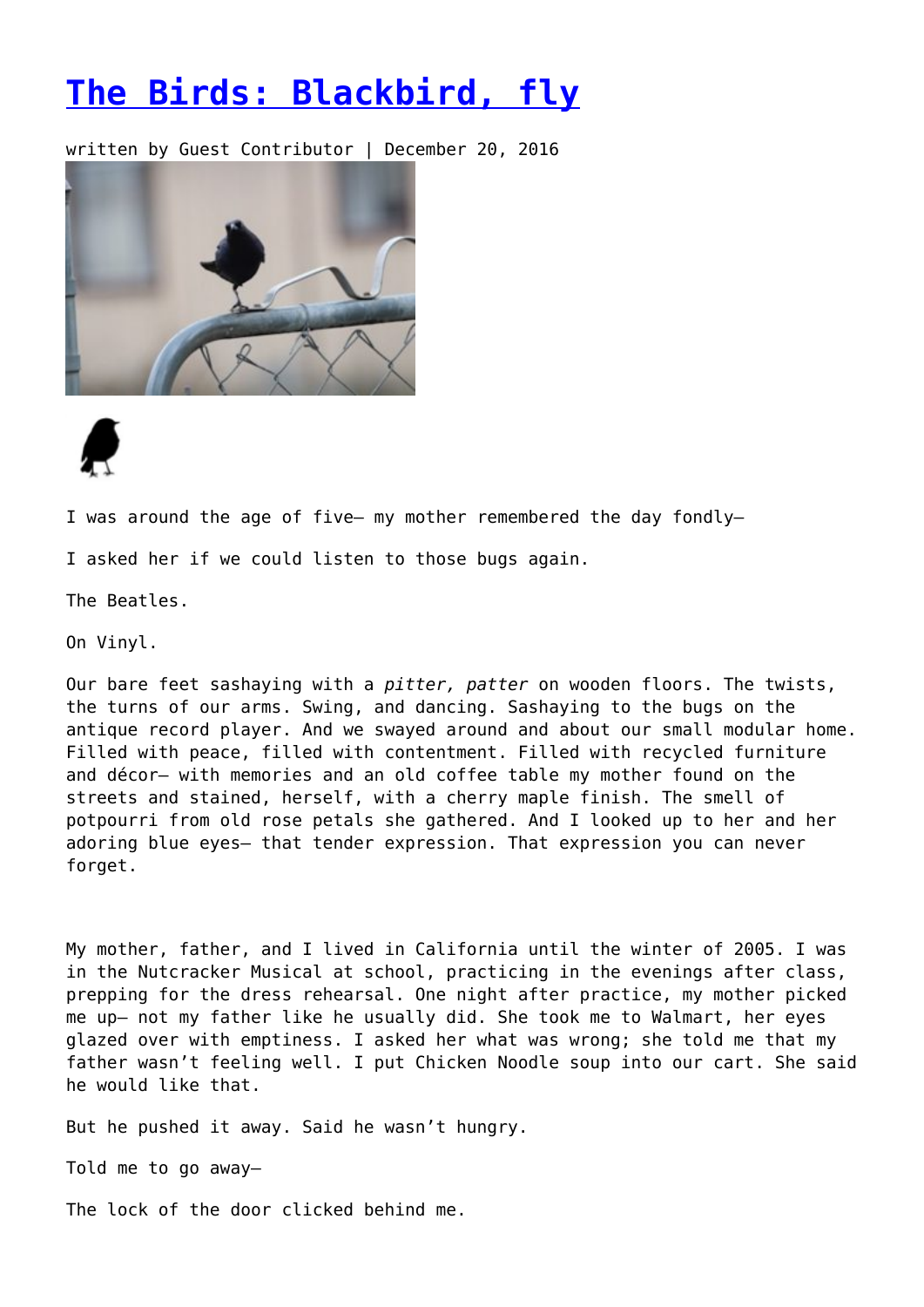# The Birds: Blackbird, fly

written by Guest Contributor | December 20, 2016

I was around the age of five— my mother remembered the day fondly—

I asked her if we could listen to those bugs again.

The Beatles.

On Vinyl.

Our bare feet sashaying with a *pitter, patter* on wooden floors. The twists, the turns of our arms. Swing, and dancing. Sashaying to the bugs on the antique record player. And we swayed around and about our small modular home. Filled with peace, filled with contentment. Filled with recycled furniture and décor— with memories and an old coffee table my mother found on the streets and stained, herself, with a cherry maple finish. The smell of potpourri from old rose petals she gathered. And I looked up to her and her adoring blue eyes— that tender expression. That expression you can never forget.

My mother, father, and I lived in California until the winter of 2005. I was in the Nutcracker Musical at school, practicing in the evenings after class, prepping for the dress rehearsal. One night after practice, my mother picked me up— not my father like he usually did. She took me to Walmart, her eyes glazed over with emptiness. I asked her what was wrong; she told me that my father wasn't feeling well. I put Chicken Noodle soup into our cart. She said he would like that.

But he pushed it away. Said he wasn't hungry.

Told me to go away—

The lock of the door clicked behind me.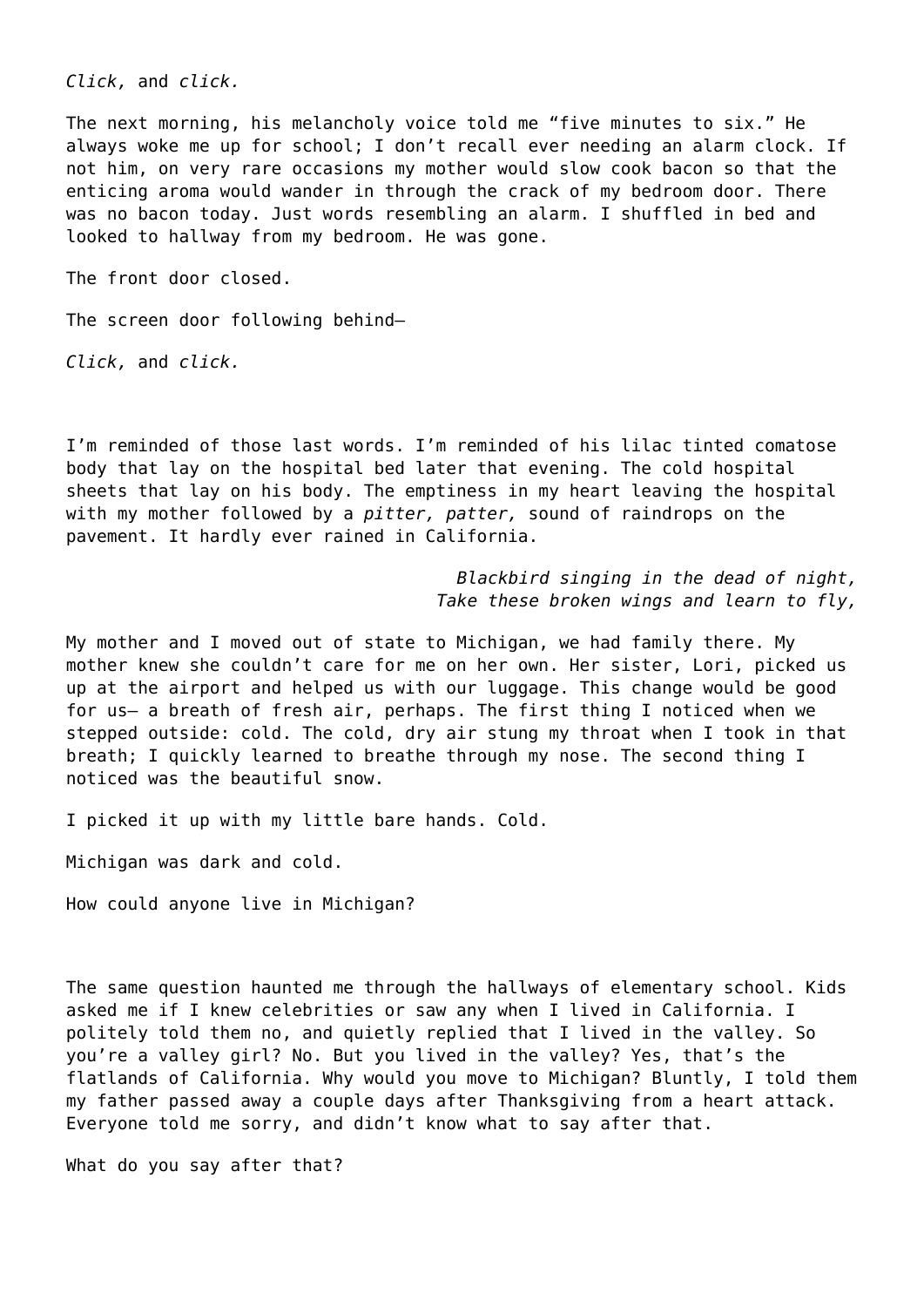*Click,* and *click.*

The next morning, his melancholy voice told me “five minutes to six.” He always woke me up for school; I don’t recall ever needing an alarm clock. If not him, on very rare occasions my mother would slow cook bacon so that the enticing aroma would wander in through the crack of my bedroom door. There was no bacon today. Just words resembling an alarm. I shuffled in bed and looked to hallway from my bedroom. He was gone.

The front door closed.

The screen door following behind—

*Click,* and *click.*

I’m reminded of those last words. I’m reminded of his lilac tinted comatose body that lay on the hospital bed later that evening. The cold hospital sheets that lay on his body. The emptiness in my heart leaving the hospital with my mother followed by a *pitter, patter,* sound of raindrops on the pavement. It hardly ever rained in California.

*Blackbird singing in the dead of night,*
*Take these broken wings and learn to fly,*

My mother and I moved out of state to Michigan, we had family there. My mother knew she couldn’t care for me on her own. Her sister, Lori, picked us up at the airport and helped us with our luggage. This change would be good for us— a breath of fresh air, perhaps. The first thing I noticed when we stepped outside: cold. The cold, dry air stung my throat when I took in that breath; I quickly learned to breathe through my nose. The second thing I noticed was the beautiful snow.

I picked it up with my little bare hands. Cold.

Michigan was dark and cold.

How could anyone live in Michigan?

The same question haunted me through the hallways of elementary school. Kids asked me if I knew celebrities or saw any when I lived in California. I politely told them no, and quietly replied that I lived in the valley. So you’re a valley girl? No. But you lived in the valley? Yes, that’s the flatlands of California. Why would you move to Michigan? Bluntly, I told them my father passed away a couple days after Thanksgiving from a heart attack. Everyone told me sorry, and didn’t know what to say after that.

What do you say after that?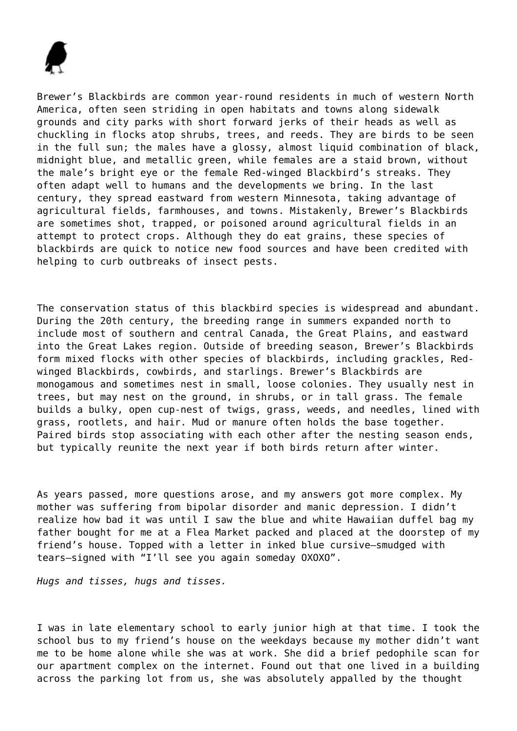Brewer's Blackbirds are common year-round residents in much of western North America, often seen striding in open habitats and towns along sidewalk grounds and city parks with short forward jerks of their heads as well as chuckling in flocks atop shrubs, trees, and reeds. They are birds to be seen in the full sun; the males have a glossy, almost liquid combination of black, midnight blue, and metallic green, while females are a staid brown, without the male's bright eye or the female Red-winged Blackbird's streaks. They often adapt well to humans and the developments we bring. In the last century, they spread eastward from western Minnesota, taking advantage of agricultural fields, farmhouses, and towns. Mistakenly, Brewer's Blackbirds are sometimes shot, trapped, or poisoned around agricultural fields in an attempt to protect crops. Although they do eat grains, these species of blackbirds are quick to notice new food sources and have been credited with helping to curb outbreaks of insect pests.

The conservation status of this blackbird species is widespread and abundant. During the 20th century, the breeding range in summers expanded north to include most of southern and central Canada, the Great Plains, and eastward into the Great Lakes region. Outside of breeding season, Brewer's Blackbirds form mixed flocks with other species of blackbirds, including grackles, Red-winged Blackbirds, cowbirds, and starlings. Brewer's Blackbirds are monogamous and sometimes nest in small, loose colonies. They usually nest in trees, but may nest on the ground, in shrubs, or in tall grass. The female builds a bulky, open cup-nest of twigs, grass, weeds, and needles, lined with grass, rootlets, and hair. Mud or manure often holds the base together. Paired birds stop associating with each other after the nesting season ends, but typically reunite the next year if both birds return after winter.

As years passed, more questions arose, and my answers got more complex. My mother was suffering from bipolar disorder and manic depression. I didn't realize how bad it was until I saw the blue and white Hawaiian duffel bag my father bought for me at a Flea Market packed and placed at the doorstep of my friend's house. Topped with a letter in inked blue cursive—smudged with tears—signed with "I'll see you again someday OXOXO".

*Hugs and tisses, hugs and tisses.*

I was in late elementary school to early junior high at that time. I took the school bus to my friend's house on the weekdays because my mother didn't want me to be home alone while she was at work. She did a brief pedophile scan for our apartment complex on the internet. Found out that one lived in a building across the parking lot from us, she was absolutely appalled by the thought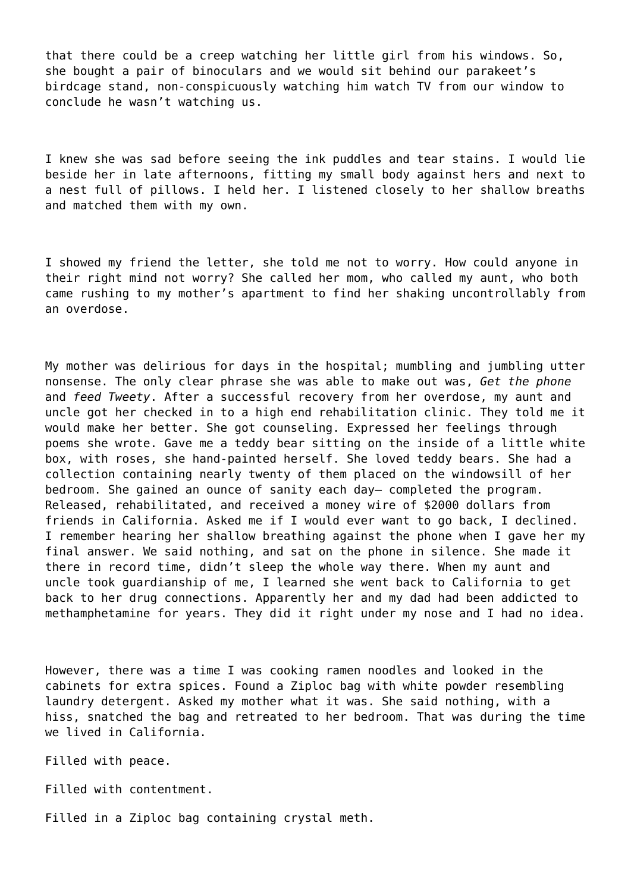that there could be a creep watching her little girl from his windows. So, she bought a pair of binoculars and we would sit behind our parakeet's birdcage stand, non-conspicuously watching him watch TV from our window to conclude he wasn't watching us.

I knew she was sad before seeing the ink puddles and tear stains. I would lie beside her in late afternoons, fitting my small body against hers and next to a nest full of pillows. I held her. I listened closely to her shallow breaths and matched them with my own.

I showed my friend the letter, she told me not to worry. How could anyone in their right mind not worry? She called her mom, who called my aunt, who both came rushing to my mother's apartment to find her shaking uncontrollably from an overdose.

My mother was delirious for days in the hospital; mumbling and jumbling utter nonsense. The only clear phrase she was able to make out was, *Get the phone* and *feed Tweety*. After a successful recovery from her overdose, my aunt and uncle got her checked in to a high end rehabilitation clinic. They told me it would make her better. She got counseling. Expressed her feelings through poems she wrote. Gave me a teddy bear sitting on the inside of a little white box, with roses, she hand-painted herself. She loved teddy bears. She had a collection containing nearly twenty of them placed on the windowsill of her bedroom. She gained an ounce of sanity each day— completed the program. Released, rehabilitated, and received a money wire of $2000 dollars from friends in California. Asked me if I would ever want to go back, I declined. I remember hearing her shallow breathing against the phone when I gave her my final answer. We said nothing, and sat on the phone in silence. She made it there in record time, didn't sleep the whole way there. When my aunt and uncle took guardianship of me, I learned she went back to California to get back to her drug connections. Apparently her and my dad had been addicted to methamphetamine for years. They did it right under my nose and I had no idea.

However, there was a time I was cooking ramen noodles and looked in the cabinets for extra spices. Found a Ziploc bag with white powder resembling laundry detergent. Asked my mother what it was. She said nothing, with a hiss, snatched the bag and retreated to her bedroom. That was during the time we lived in California.

Filled with peace.

Filled with contentment.

Filled in a Ziploc bag containing crystal meth.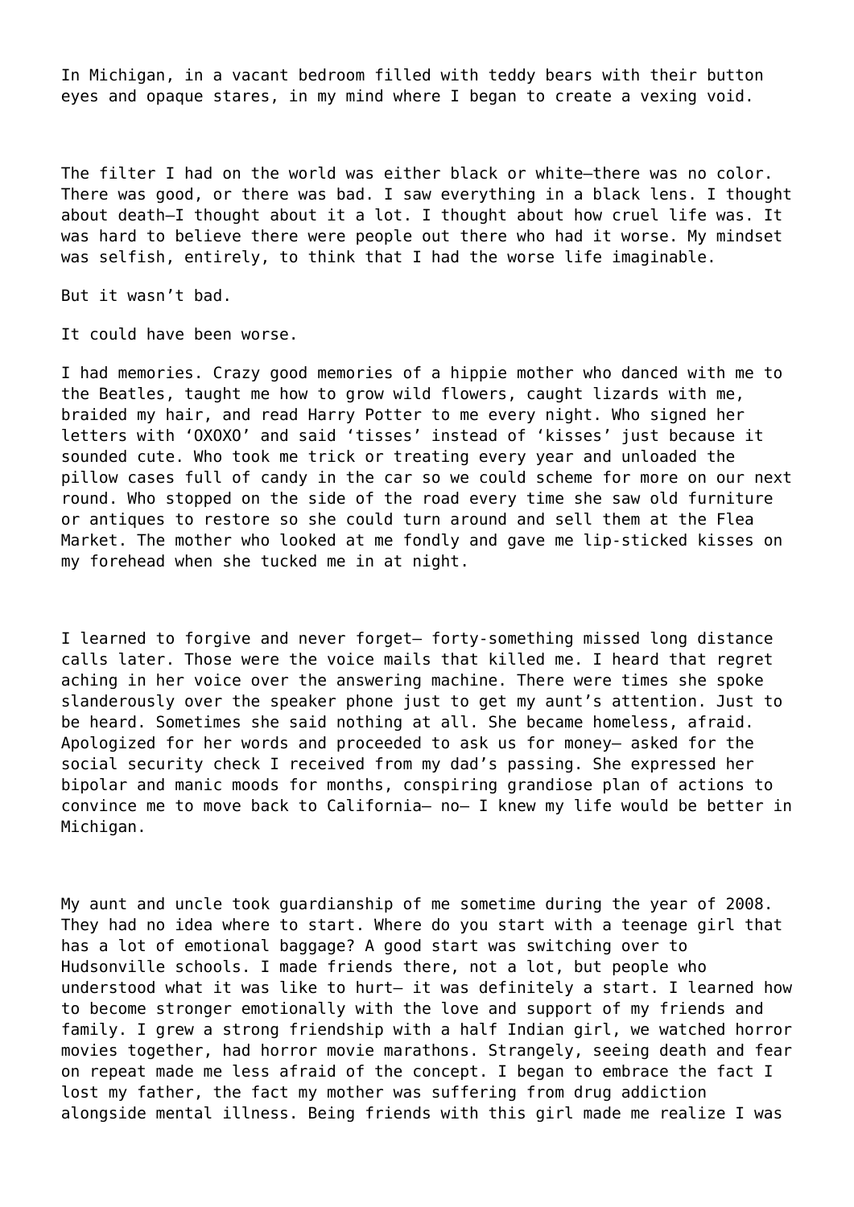In Michigan, in a vacant bedroom filled with teddy bears with their button eyes and opaque stares, in my mind where I began to create a vexing void.

The filter I had on the world was either black or white—there was no color. There was good, or there was bad. I saw everything in a black lens. I thought about death—I thought about it a lot. I thought about how cruel life was. It was hard to believe there were people out there who had it worse. My mindset was selfish, entirely, to think that I had the worse life imaginable.

But it wasn't bad.

It could have been worse.

I had memories. Crazy good memories of a hippie mother who danced with me to the Beatles, taught me how to grow wild flowers, caught lizards with me, braided my hair, and read Harry Potter to me every night. Who signed her letters with 'OXOXO' and said 'tisses' instead of 'kisses' just because it sounded cute. Who took me trick or treating every year and unloaded the pillow cases full of candy in the car so we could scheme for more on our next round. Who stopped on the side of the road every time she saw old furniture or antiques to restore so she could turn around and sell them at the Flea Market. The mother who looked at me fondly and gave me lip-sticked kisses on my forehead when she tucked me in at night.

I learned to forgive and never forget— forty-something missed long distance calls later. Those were the voice mails that killed me. I heard that regret aching in her voice over the answering machine. There were times she spoke slanderously over the speaker phone just to get my aunt's attention. Just to be heard. Sometimes she said nothing at all. She became homeless, afraid. Apologized for her words and proceeded to ask us for money— asked for the social security check I received from my dad's passing. She expressed her bipolar and manic moods for months, conspiring grandiose plan of actions to convince me to move back to California— no— I knew my life would be better in Michigan.

My aunt and uncle took guardianship of me sometime during the year of 2008. They had no idea where to start. Where do you start with a teenage girl that has a lot of emotional baggage? A good start was switching over to Hudsonville schools. I made friends there, not a lot, but people who understood what it was like to hurt— it was definitely a start. I learned how to become stronger emotionally with the love and support of my friends and family. I grew a strong friendship with a half Indian girl, we watched horror movies together, had horror movie marathons. Strangely, seeing death and fear on repeat made me less afraid of the concept. I began to embrace the fact I lost my father, the fact my mother was suffering from drug addiction alongside mental illness. Being friends with this girl made me realize I was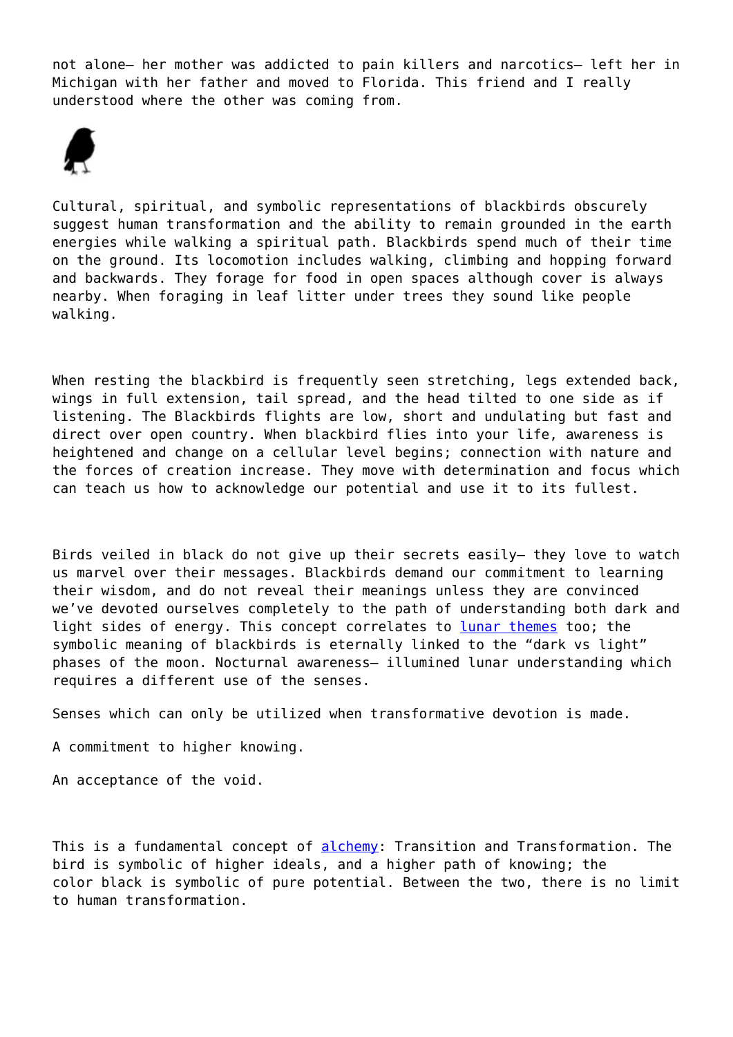not alone– her mother was addicted to pain killers and narcotics– left her in Michigan with her father and moved to Florida. This friend and I really understood where the other was coming from.

Cultural, spiritual, and symbolic representations of blackbirds obscurely suggest human transformation and the ability to remain grounded in the earth energies while walking a spiritual path. Blackbirds spend much of their time on the ground. Its locomotion includes walking, climbing and hopping forward and backwards. They forage for food in open spaces although cover is always nearby. When foraging in leaf litter under trees they sound like people walking.

When resting the blackbird is frequently seen stretching, legs extended back, wings in full extension, tail spread, and the head tilted to one side as if listening. The Blackbirds flights are low, short and undulating but fast and direct over open country. When blackbird flies into your life, awareness is heightened and change on a cellular level begins; connection with nature and the forces of creation increase. They move with determination and focus which can teach us how to acknowledge our potential and use it to its fullest.

Birds veiled in black do not give up their secrets easily– they love to watch us marvel over their messages. Blackbirds demand our commitment to learning their wisdom, and do not reveal their meanings unless they are convinced we've devoted ourselves completely to the path of understanding both dark and light sides of energy. This concept correlates to lunar themes too; the symbolic meaning of blackbirds is eternally linked to the "dark vs light" phases of the moon. Nocturnal awareness– illumined lunar understanding which requires a different use of the senses.

Senses which can only be utilized when transformative devotion is made.

A commitment to higher knowing.

An acceptance of the void.

This is a fundamental concept of alchemy: Transition and Transformation. The bird is symbolic of higher ideals, and a higher path of knowing; the color black is symbolic of pure potential. Between the two, there is no limit to human transformation.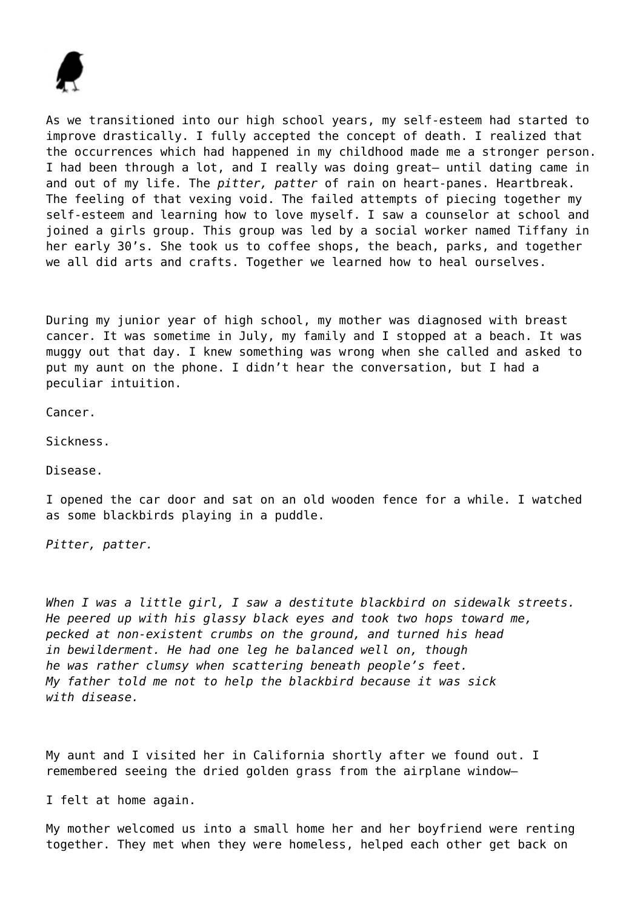As we transitioned into our high school years, my self-esteem had started to improve drastically. I fully accepted the concept of death. I realized that the occurrences which had happened in my childhood made me a stronger person. I had been through a lot, and I really was doing great— until dating came in and out of my life. The *pitter, patter* of rain on heart-panes. Heartbreak. The feeling of that vexing void. The failed attempts of piecing together my self-esteem and learning how to love myself. I saw a counselor at school and joined a girls group. This group was led by a social worker named Tiffany in her early 30's. She took us to coffee shops, the beach, parks, and together we all did arts and crafts. Together we learned how to heal ourselves.

During my junior year of high school, my mother was diagnosed with breast cancer. It was sometime in July, my family and I stopped at a beach. It was muggy out that day. I knew something was wrong when she called and asked to put my aunt on the phone. I didn't hear the conversation, but I had a peculiar intuition.

Cancer.

Sickness.

Disease.

I opened the car door and sat on an old wooden fence for a while. I watched as some blackbirds playing in a puddle.

*Pitter, patter.*

*When I was a little girl, I saw a destitute blackbird on sidewalk streets.*
*He peered up with his glassy black eyes and took two hops toward me,*
*pecked at non-existent crumbs on the ground, and turned his head*
*in bewilderment. He had one leg he balanced well on, though*
*he was rather clumsy when scattering beneath people's feet.*
*My father told me not to help the blackbird because it was sick*
*with disease.*

My aunt and I visited her in California shortly after we found out. I remembered seeing the dried golden grass from the airplane window—

I felt at home again.

My mother welcomed us into a small home her and her boyfriend were renting together. They met when they were homeless, helped each other get back on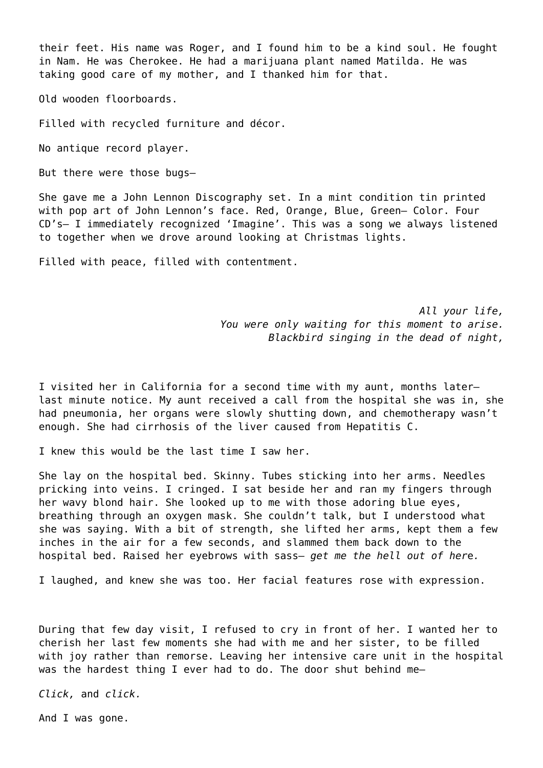their feet. His name was Roger, and I found him to be a kind soul. He fought in Nam. He was Cherokee. He had a marijuana plant named Matilda. He was taking good care of my mother, and I thanked him for that.

Old wooden floorboards.

Filled with recycled furniture and décor.

No antique record player.

But there were those bugs—

She gave me a John Lennon Discography set. In a mint condition tin printed with pop art of John Lennon's face. Red, Orange, Blue, Green— Color. Four CD's— I immediately recognized 'Imagine'. This was a song we always listened to together when we drove around looking at Christmas lights.

Filled with peace, filled with contentment.

*All your life,*
*You were only waiting for this moment to arise.*
*Blackbird singing in the dead of night,*

I visited her in California for a second time with my aunt, months later— last minute notice. My aunt received a call from the hospital she was in, she had pneumonia, her organs were slowly shutting down, and chemotherapy wasn't enough. She had cirrhosis of the liver caused from Hepatitis C.

I knew this would be the last time I saw her.

She lay on the hospital bed. Skinny. Tubes sticking into her arms. Needles pricking into veins. I cringed. I sat beside her and ran my fingers through her wavy blond hair. She looked up to me with those adoring blue eyes, breathing through an oxygen mask. She couldn't talk, but I understood what she was saying. With a bit of strength, she lifted her arms, kept them a few inches in the air for a few seconds, and slammed them back down to the hospital bed. Raised her eyebrows with sass— *get me the hell out of here.*

I laughed, and knew she was too. Her facial features rose with expression.

During that few day visit, I refused to cry in front of her. I wanted her to cherish her last few moments she had with me and her sister, to be filled with joy rather than remorse. Leaving her intensive care unit in the hospital was the hardest thing I ever had to do. The door shut behind me—

*Click,* and *click.*

And I was gone.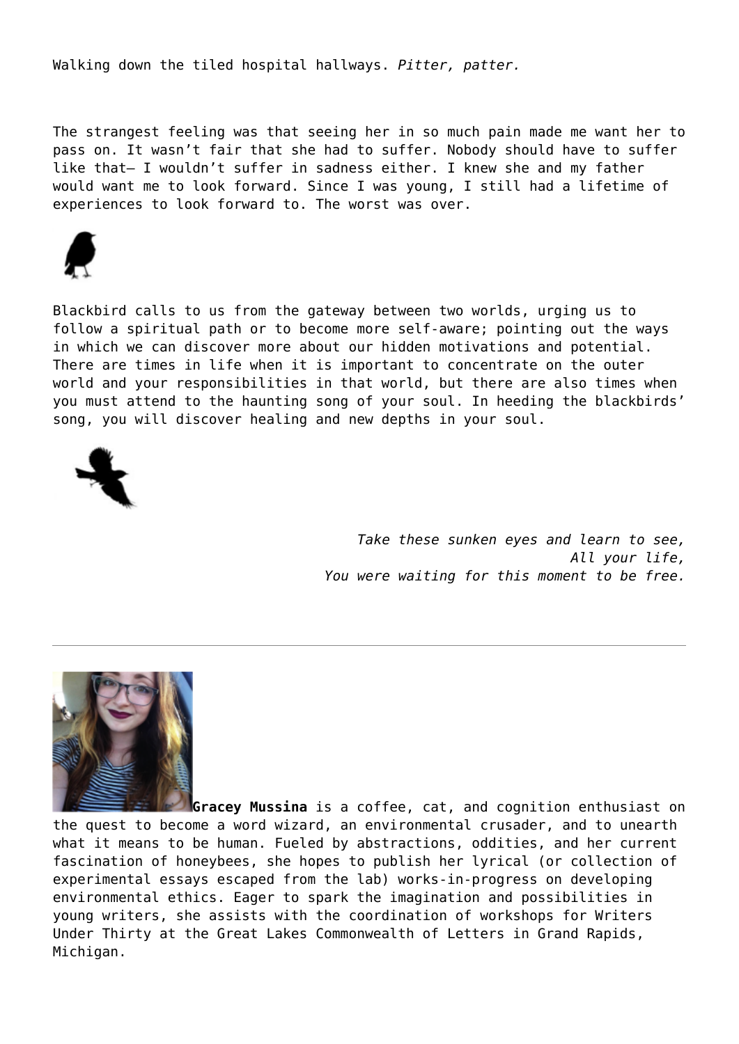Walking down the tiled hospital hallways. *Pitter, patter.*

The strangest feeling was that seeing her in so much pain made me want her to pass on. It wasn't fair that she had to suffer. Nobody should have to suffer like that– I wouldn't suffer in sadness either. I knew she and my father would want me to look forward. Since I was young, I still had a lifetime of experiences to look forward to. The worst was over.

Blackbird calls to us from the gateway between two worlds, urging us to follow a spiritual path or to become more self-aware; pointing out the ways in which we can discover more about our hidden motivations and potential. There are times in life when it is important to concentrate on the outer world and your responsibilities in that world, but there are also times when you must attend to the haunting song of your soul. In heeding the blackbirds' song, you will discover healing and new depths in your soul.

*Take these sunken eyes and learn to see,*
*All your life,*
*You were waiting for this moment to be free.*

---

**Gracey Mussina** is a coffee, cat, and cognition enthusiast on the quest to become a word wizard, an environmental crusader, and to unearth what it means to be human. Fueled by abstractions, oddities, and her current fascination of honeybees, she hopes to publish her lyrical (or collection of experimental essays escaped from the lab) works-in-progress on developing environmental ethics. Eager to spark the imagination and possibilities in young writers, she assists with the coordination of workshops for Writers Under Thirty at the Great Lakes Commonwealth of Letters in Grand Rapids, Michigan.